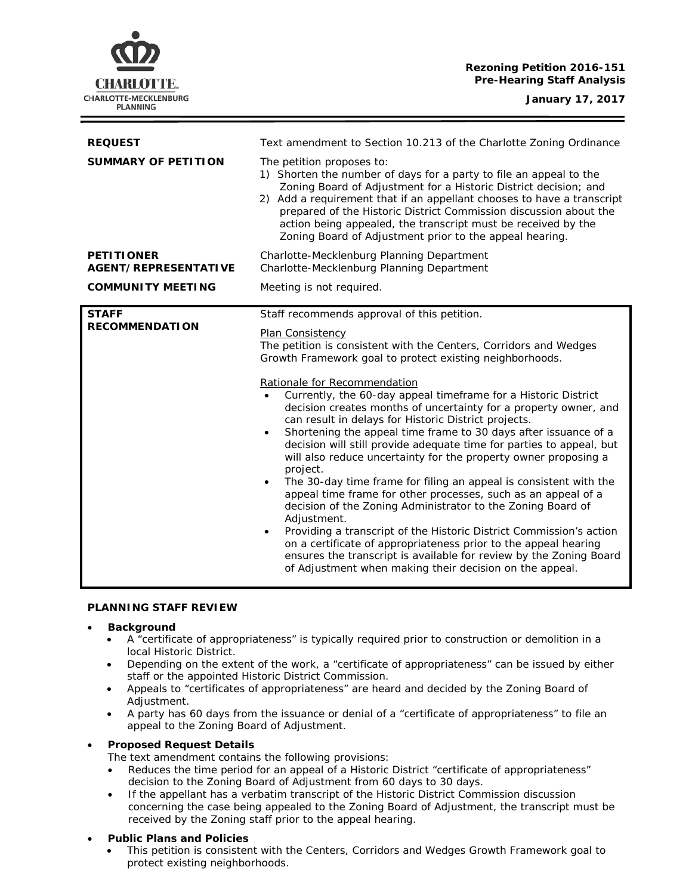**Rezoning Petition 2016-151**
**Pre-Hearing Staff Analysis**

**January 17, 2017**

| | |
|---|---|
| **REQUEST** | Text amendment to Section 10.213 of the Charlotte Zoning Ordinance |
| **SUMMARY OF PETITION** | The petition proposes to:<br>1) Shorten the number of days for a party to file an appeal to the Zoning Board of Adjustment for a Historic District decision; and<br>2) Add a requirement that if an appellant chooses to have a transcript prepared of the Historic District Commission discussion about the action being appealed, the transcript must be received by the Zoning Board of Adjustment prior to the appeal hearing. |
| **PETITIONER**<br>**AGENT/REPRESENTATIVE** | Charlotte-Mecklenburg Planning Department<br>Charlotte-Mecklenburg Planning Department |
| **COMMUNITY MEETING** | Meeting is not required. |

**STAFF RECOMMENDATION**

Staff recommends approval of this petition.

Plan Consistency
The petition is consistent with the Centers, Corridors and Wedges Growth Framework goal to protect existing neighborhoods.

Rationale for Recommendation

- Currently, the 60-day appeal timeframe for a Historic District decision creates months of uncertainty for a property owner, and can result in delays for Historic District projects.
- Shortening the appeal time frame to 30 days after issuance of a decision will still provide adequate time for parties to appeal, but will also reduce uncertainty for the property owner proposing a project.
- The 30-day time frame for filing an appeal is consistent with the appeal time frame for other processes, such as an appeal of a decision of the Zoning Administrator to the Zoning Board of Adjustment.
- Providing a transcript of the Historic District Commission's action on a certificate of appropriateness prior to the appeal hearing ensures the transcript is available for review by the Zoning Board of Adjustment when making their decision on the appeal.

## PLANNING STAFF REVIEW

- **Background**
  - A "certificate of appropriateness" is typically required prior to construction or demolition in a local Historic District.
  - Depending on the extent of the work, a "certificate of appropriateness" can be issued by either staff or the appointed Historic District Commission.
  - Appeals to "certificates of appropriateness" are heard and decided by the Zoning Board of Adjustment.
  - A party has 60 days from the issuance or denial of a "certificate of appropriateness" to file an appeal to the Zoning Board of Adjustment.
- **Proposed Request Details**
  The text amendment contains the following provisions:
  - Reduces the time period for an appeal of a Historic District "certificate of appropriateness" decision to the Zoning Board of Adjustment from 60 days to 30 days.
  - If the appellant has a verbatim transcript of the Historic District Commission discussion concerning the case being appealed to the Zoning Board of Adjustment, the transcript must be received by the Zoning staff prior to the appeal hearing.
- **Public Plans and Policies**
  - This petition is consistent with the Centers, Corridors and Wedges Growth Framework goal to protect existing neighborhoods.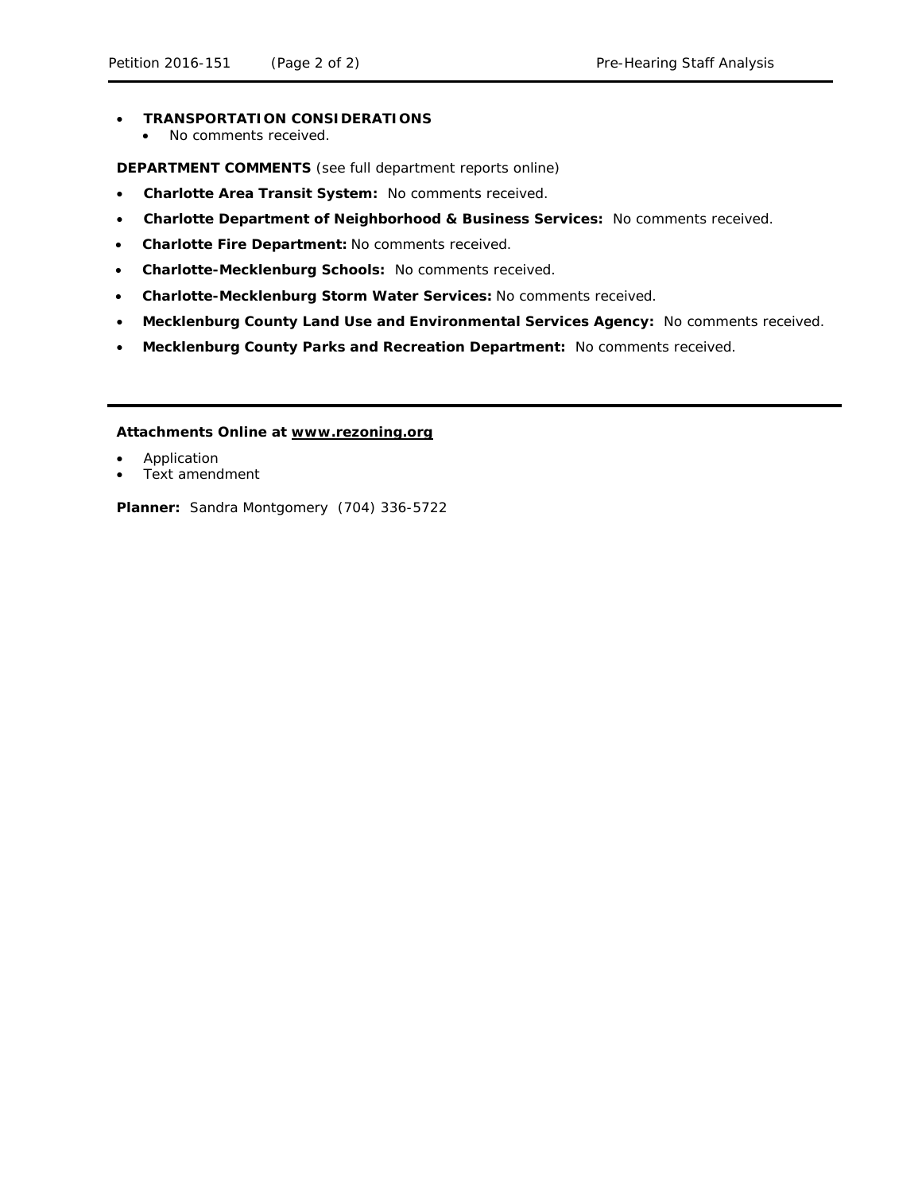- **TRANSPORTATION CONSIDERATIONS**
  - No comments received.

**DEPARTMENT COMMENTS** (see full department reports online)

- **Charlotte Area Transit System:** No comments received.
- **Charlotte Department of Neighborhood & Business Services:** No comments received.
- **Charlotte Fire Department:** No comments received.
- **Charlotte-Mecklenburg Schools:** No comments received.
- **Charlotte-Mecklenburg Storm Water Services:** No comments received.
- **Mecklenburg County Land Use and Environmental Services Agency:** No comments received.
- **Mecklenburg County Parks and Recreation Department:** No comments received.

---

**Attachments Online at www.rezoning.org**

- Application
- Text amendment

**Planner:** Sandra Montgomery (704) 336-5722